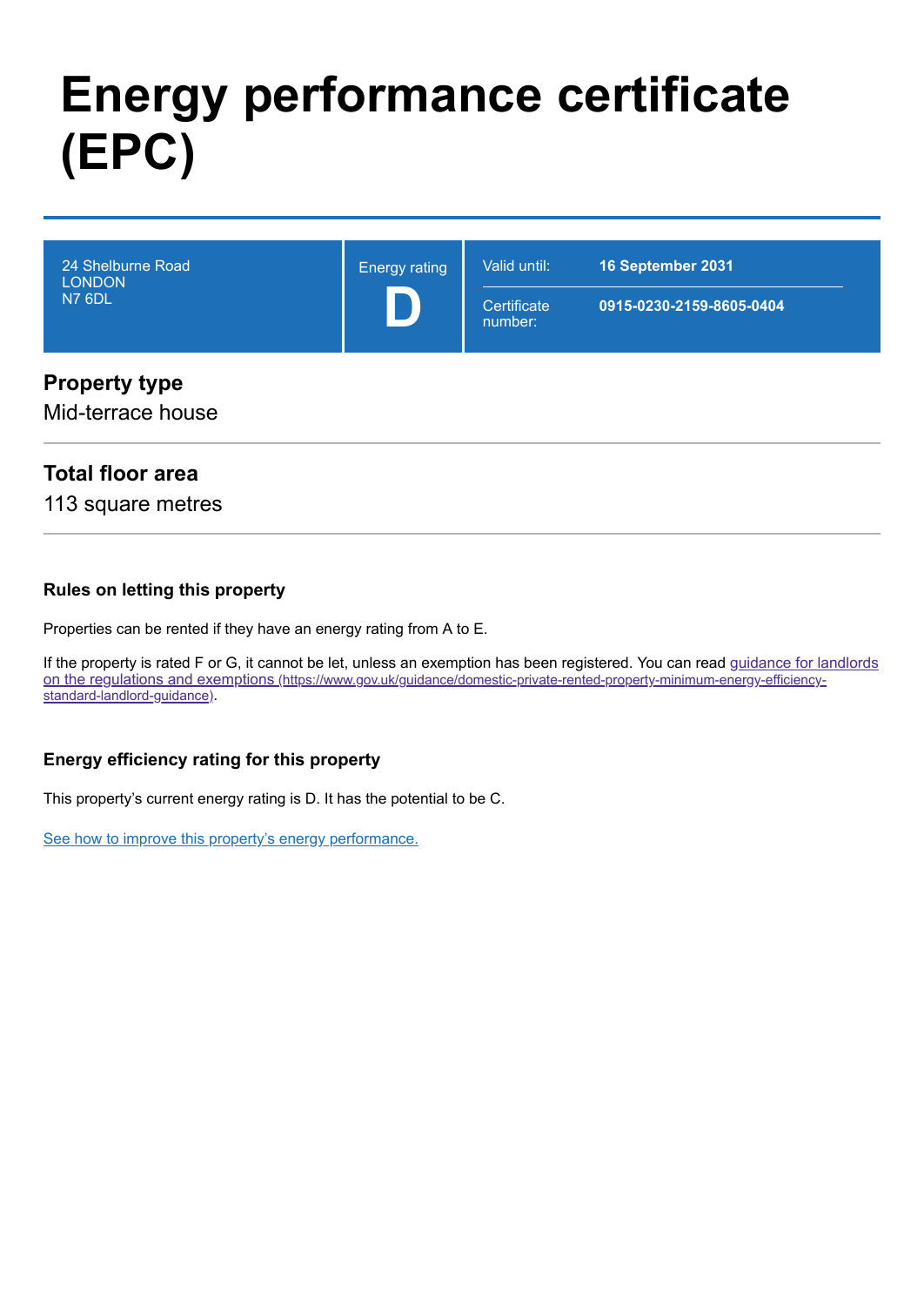# Energy performance certificate (EPC)

| 24 Shelburne Road<br>LONDON<br>N7 6DL | Energy rating<br>**D** | Valid until: | **16 September 2031** |
| --- | --- | --- | --- |
| | | Certificate number: | **0915-0230-2159-8605-0404** |

## Property type

Mid-terrace house

## Total floor area

113 square metres

### Rules on letting this property

Properties can be rented if they have an energy rating from A to E.

If the property is rated F or G, it cannot be let, unless an exemption has been registered. You can read [guidance for landlords on the regulations and exemptions (https://www.gov.uk/guidance/domestic-private-rented-property-minimum-energy-efficiency-standard-landlord-guidance)](https://www.gov.uk/guidance/domestic-private-rented-property-minimum-energy-efficiency-standard-landlord-guidance).

### Energy efficiency rating for this property

This property's current energy rating is D. It has the potential to be C.

See how to improve this property's energy performance.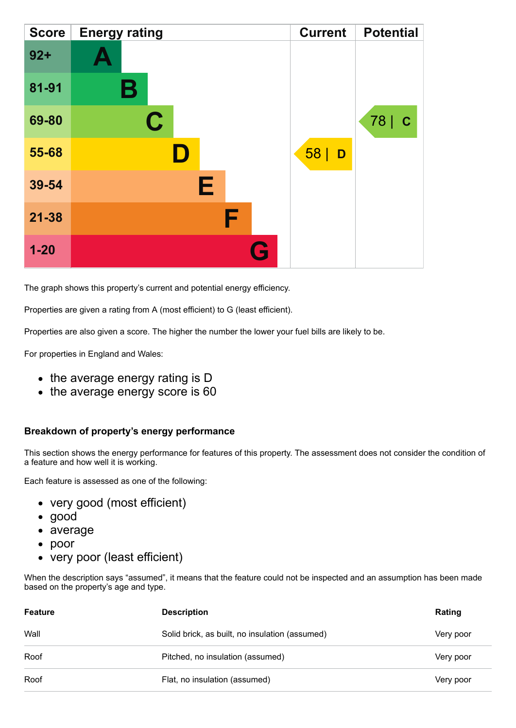| Score | Energy rating | Current | Potential |
|---|---|---|---|
| 92+ | A | | |
| 81-91 | B | | |
| 69-80 | C | | 78 \| C |
| 55-68 | D | 58 \| D | |
| 39-54 | E | | |
| 21-38 | F | | |
| 1-20 | G | | |

The graph shows this property's current and potential energy efficiency.

Properties are given a rating from A (most efficient) to G (least efficient).

Properties are also given a score. The higher the number the lower your fuel bills are likely to be.

For properties in England and Wales:

- the average energy rating is D
- the average energy score is 60

### Breakdown of property's energy performance

This section shows the energy performance for features of this property. The assessment does not consider the condition of a feature and how well it is working.

Each feature is assessed as one of the following:

- very good (most efficient)
- good
- average
- poor
- very poor (least efficient)

When the description says "assumed", it means that the feature could not be inspected and an assumption has been made based on the property's age and type.

| Feature | Description | Rating |
|---|---|---|
| Wall | Solid brick, as built, no insulation (assumed) | Very poor |
| Roof | Pitched, no insulation (assumed) | Very poor |
| Roof | Flat, no insulation (assumed) | Very poor |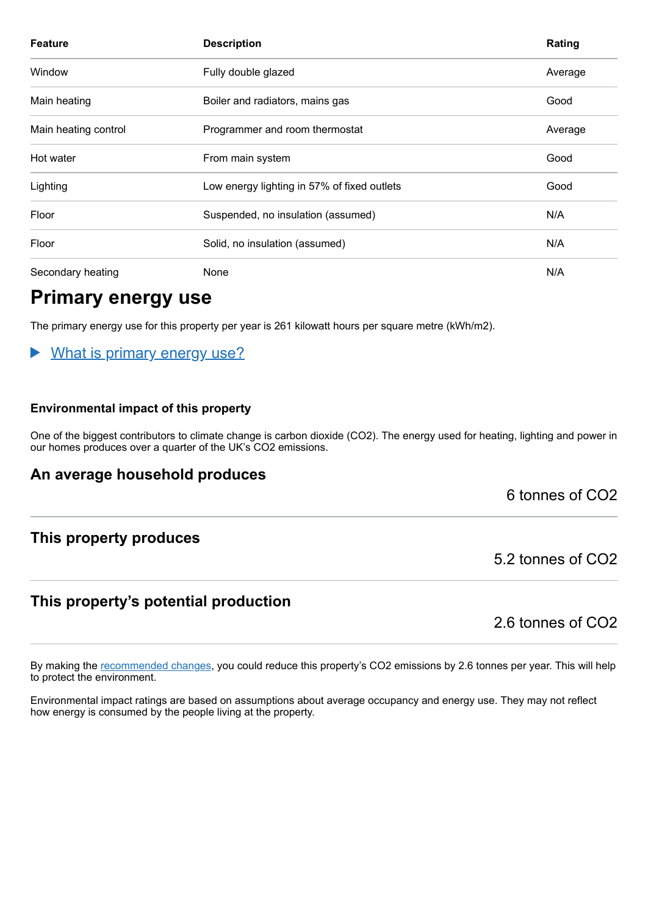| Feature | Description | Rating |
|---|---|---|
| Window | Fully double glazed | Average |
| Main heating | Boiler and radiators, mains gas | Good |
| Main heating control | Programmer and room thermostat | Average |
| Hot water | From main system | Good |
| Lighting | Low energy lighting in 57% of fixed outlets | Good |
| Floor | Suspended, no insulation (assumed) | N/A |
| Floor | Solid, no insulation (assumed) | N/A |
| Secondary heating | None | N/A |

# Primary energy use

The primary energy use for this property per year is 261 kilowatt hours per square metre (kWh/m2).

▶ What is primary energy use?

### Environmental impact of this property

One of the biggest contributors to climate change is carbon dioxide ($CO_2$). The energy used for heating, lighting and power in our homes produces over a quarter of the UK's $CO_2$ emissions.

## An average household produces

6 tonnes of $CO_2$

## This property produces

5.2 tonnes of $CO_2$

## This property's potential production

2.6 tonnes of $CO_2$

By making the recommended changes, you could reduce this property's $CO_2$ emissions by 2.6 tonnes per year. This will help to protect the environment.

Environmental impact ratings are based on assumptions about average occupancy and energy use. They may not reflect how energy is consumed by the people living at the property.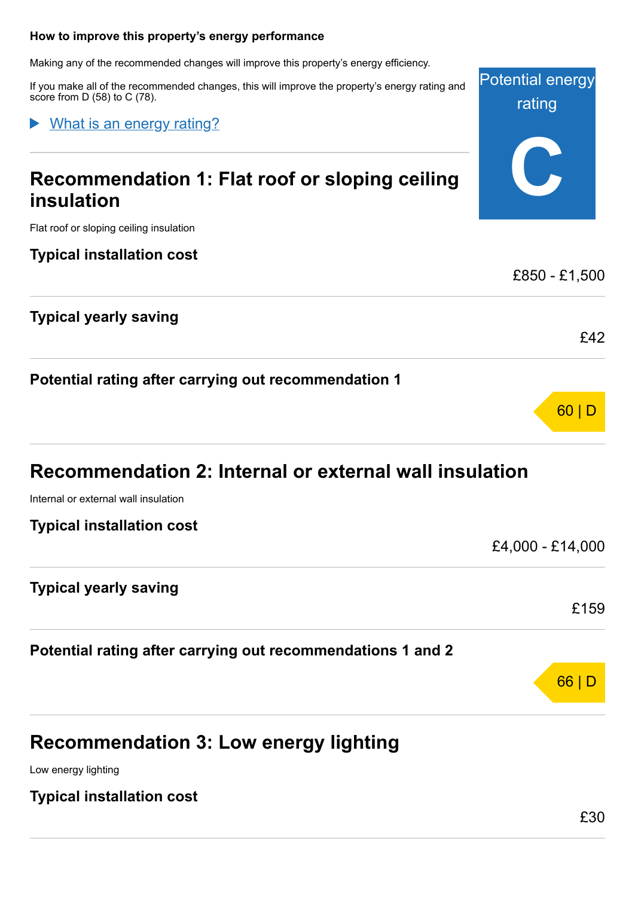### How to improve this property's energy performance

Making any of the recommended changes will improve this property's energy efficiency.

If you make all of the recommended changes, this will improve the property's energy rating and score from D (58) to C (78).

Potential energy rating

**C**

▶ What is an energy rating?

## Recommendation 1: Flat roof or sloping ceiling insulation

Flat roof or sloping ceiling insulation

### Typical installation cost

£850 - £1,500

### Typical yearly saving

£42

### Potential rating after carrying out recommendation 1

60 | D

## Recommendation 2: Internal or external wall insulation

Internal or external wall insulation

### Typical installation cost

£4,000 - £14,000

### Typical yearly saving

£159

### Potential rating after carrying out recommendations 1 and 2

66 | D

## Recommendation 3: Low energy lighting

Low energy lighting

### Typical installation cost

£30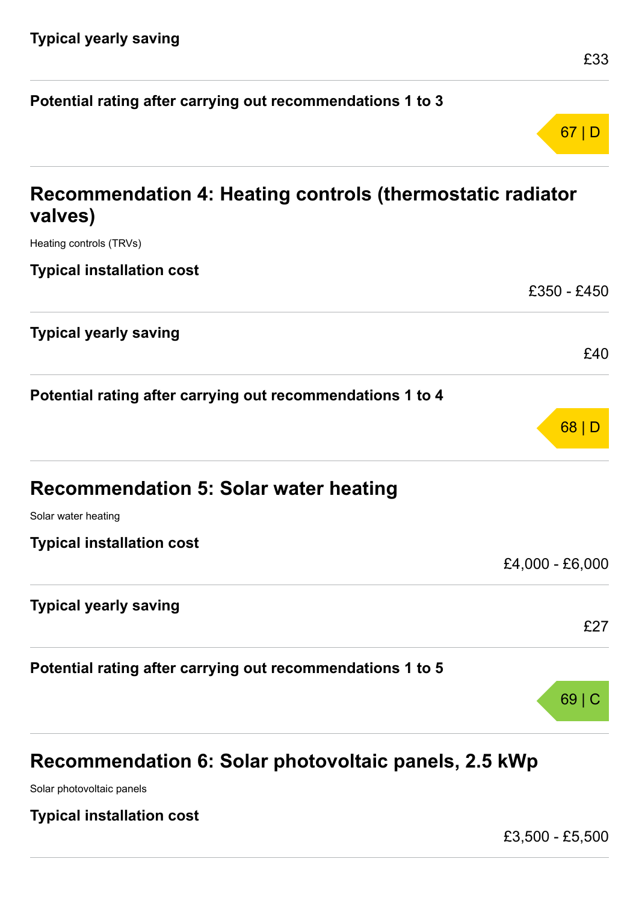**Typical yearly saving**

£33

**Potential rating after carrying out recommendations 1 to 3**

67 | D

## Recommendation 4: Heating controls (thermostatic radiator valves)

Heating controls (TRVs)

**Typical installation cost**

£350 - £450

**Typical yearly saving**

£40

**Potential rating after carrying out recommendations 1 to 4**

68 | D

## Recommendation 5: Solar water heating

Solar water heating

**Typical installation cost**

£4,000 - £6,000

**Typical yearly saving**

£27

**Potential rating after carrying out recommendations 1 to 5**

69 | C

## Recommendation 6: Solar photovoltaic panels, 2.5 kWp

Solar photovoltaic panels

**Typical installation cost**

£3,500 - £5,500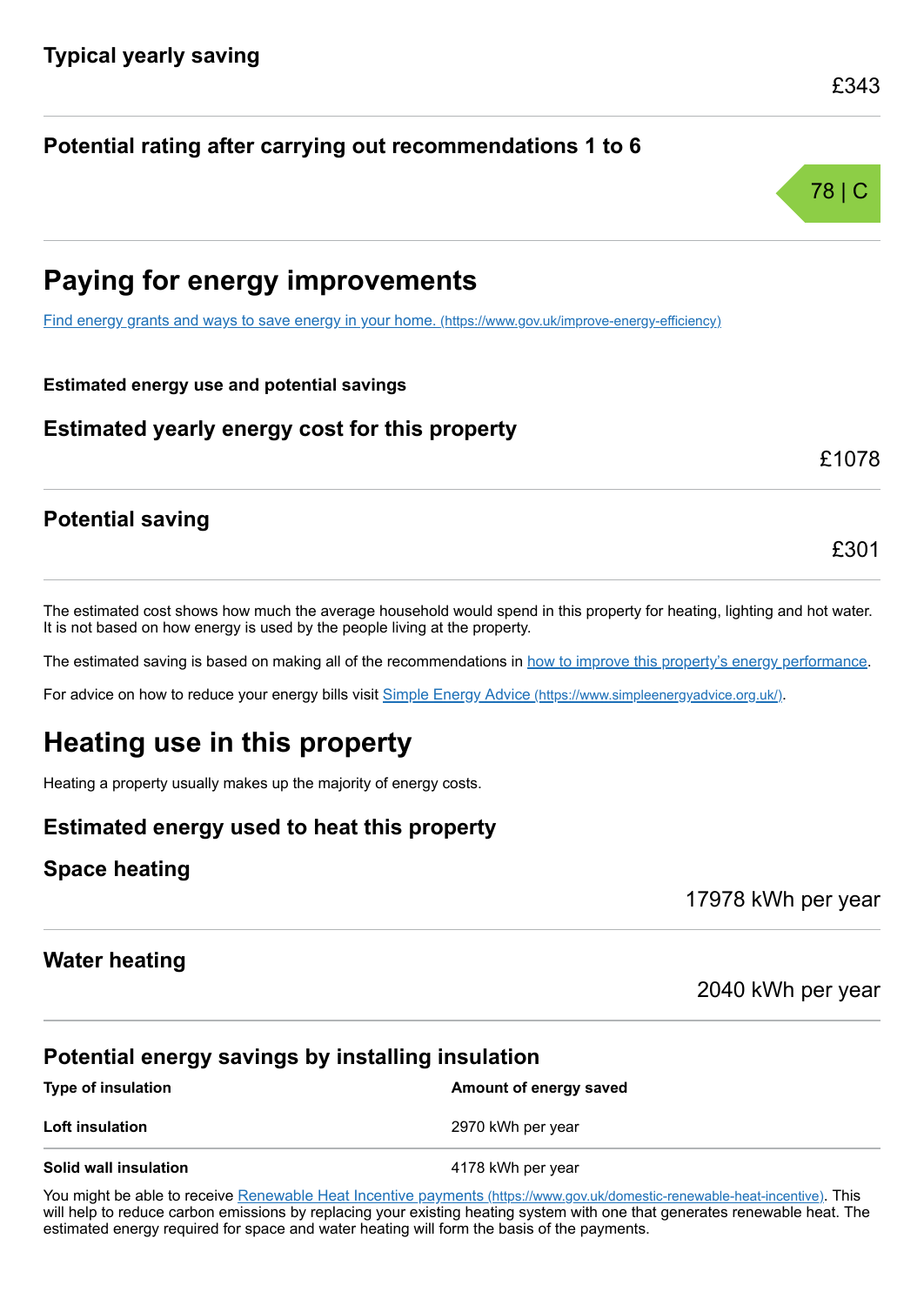### Typical yearly saving

£343

### Potential rating after carrying out recommendations 1 to 6

78 | C

## Paying for energy improvements

[Find energy grants and ways to save energy in your home. (https://www.gov.uk/improve-energy-efficiency)](https://www.gov.uk/improve-energy-efficiency)

**Estimated energy use and potential savings**

### Estimated yearly energy cost for this property

£1078

### Potential saving

£301

The estimated cost shows how much the average household would spend in this property for heating, lighting and hot water. It is not based on how energy is used by the people living at the property.

The estimated saving is based on making all of the recommendations in how to improve this property's energy performance.

For advice on how to reduce your energy bills visit [Simple Energy Advice (https://www.simpleenergyadvice.org.uk/)](https://www.simpleenergyadvice.org.uk/).

## Heating use in this property

Heating a property usually makes up the majority of energy costs.

### Estimated energy used to heat this property

### Space heating

17978 kWh per year

### Water heating

2040 kWh per year

### Potential energy savings by installing insulation

| Type of insulation | Amount of energy saved |
|---|---|
| **Loft insulation** | 2970 kWh per year |
| **Solid wall insulation** | 4178 kWh per year |

You might be able to receive [Renewable Heat Incentive payments (https://www.gov.uk/domestic-renewable-heat-incentive)](https://www.gov.uk/domestic-renewable-heat-incentive). This will help to reduce carbon emissions by replacing your existing heating system with one that generates renewable heat. The estimated energy required for space and water heating will form the basis of the payments.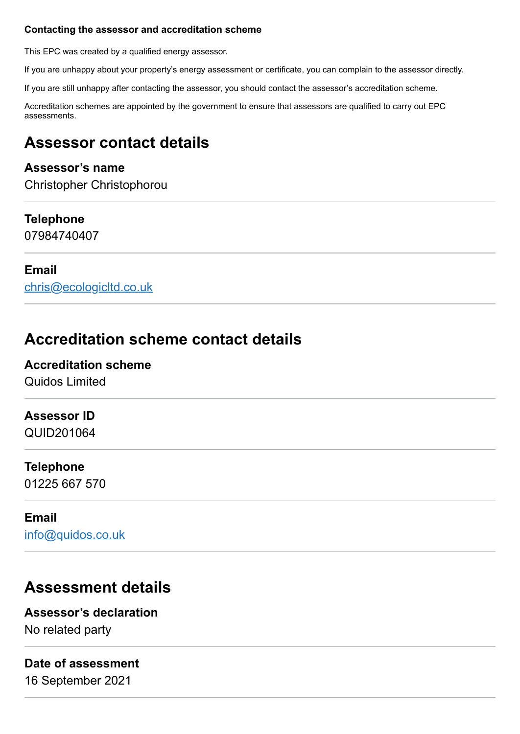### Contacting the assessor and accreditation scheme

This EPC was created by a qualified energy assessor.

If you are unhappy about your property's energy assessment or certificate, you can complain to the assessor directly.

If you are still unhappy after contacting the assessor, you should contact the assessor's accreditation scheme.

Accreditation schemes are appointed by the government to ensure that assessors are qualified to carry out EPC assessments.

## Assessor contact details

**Assessor's name**
Christopher Christophorou

**Telephone**
07984740407

**Email**
chris@ecologicltd.co.uk

## Accreditation scheme contact details

**Accreditation scheme**
Quidos Limited

**Assessor ID**
QUID201064

**Telephone**
01225 667 570

**Email**
info@quidos.co.uk

## Assessment details

**Assessor's declaration**
No related party

**Date of assessment**
16 September 2021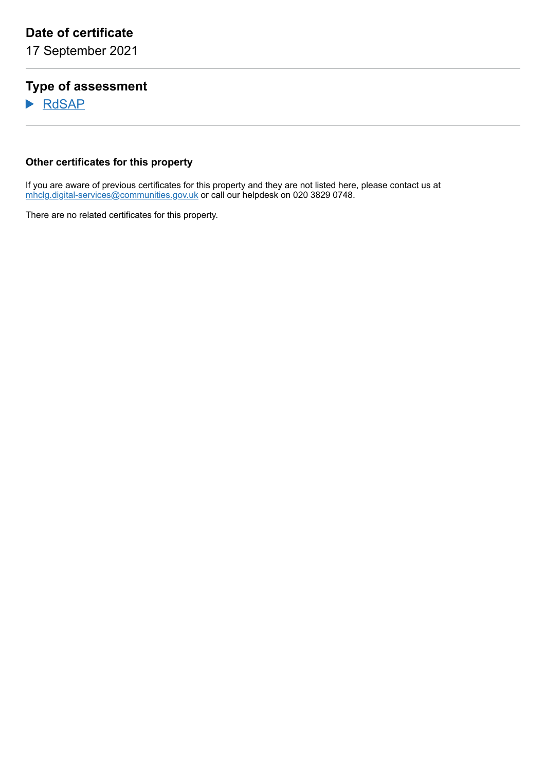## Date of certificate

17 September 2021

## Type of assessment

▶ RdSAP

### Other certificates for this property

If you are aware of previous certificates for this property and they are not listed here, please contact us at mhclg.digital-services@communities.gov.uk or call our helpdesk on 020 3829 0748.

There are no related certificates for this property.